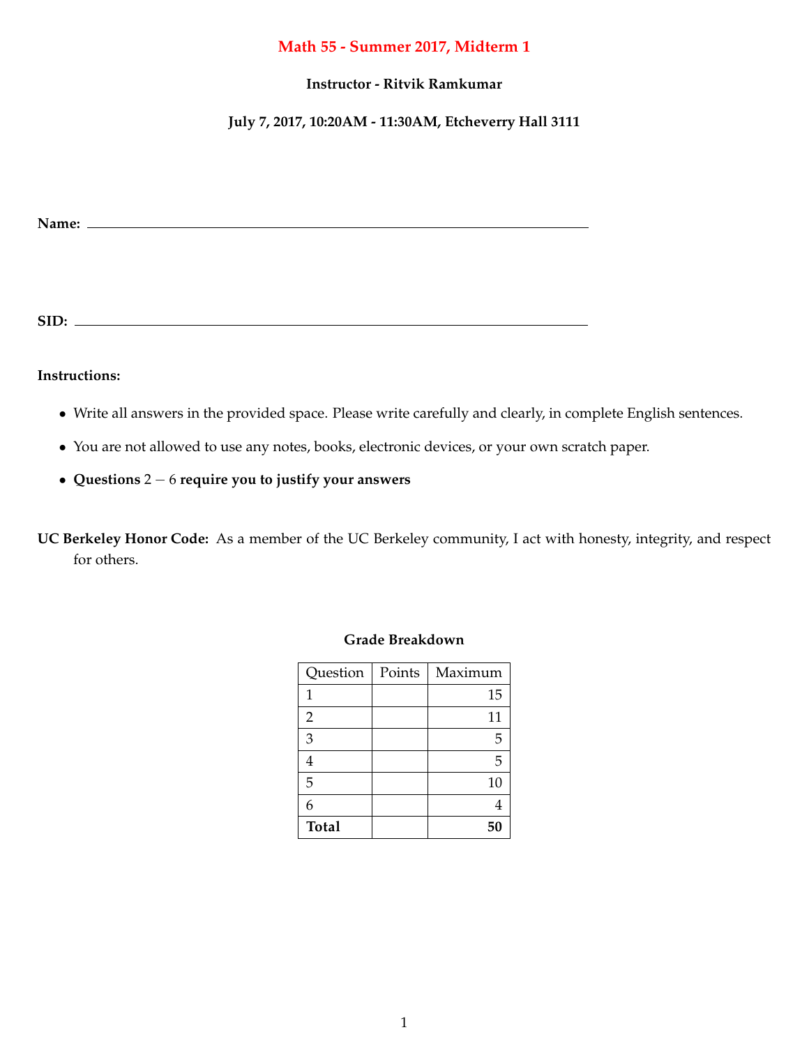# Math 55 - Summer 2017, Midterm 1

**Instructor - Ritvik Ramkumar**

**July 7, 2017, 10:20AM - 11:30AM, Etcheverry Hall 3111**

**Name:** ______________________________________________

**SID:** ______________________________________________

**Instructions:**

- Write all answers in the provided space. Please write carefully and clearly, in complete English sentences.
- You are not allowed to use any notes, books, electronic devices, or your own scratch paper.
- **Questions** $2-6$ **require you to justify your answers**

**UC Berkeley Honor Code:** As a member of the UC Berkeley community, I act with honesty, integrity, and respect for others.

**Grade Breakdown**

| Question | Points | Maximum |
|---|---|---|
| 1 | | 15 |
| 2 | | 11 |
| 3 | | 5 |
| 4 | | 5 |
| 5 | | 10 |
| 6 | | 4 |
| **Total** | | **50** |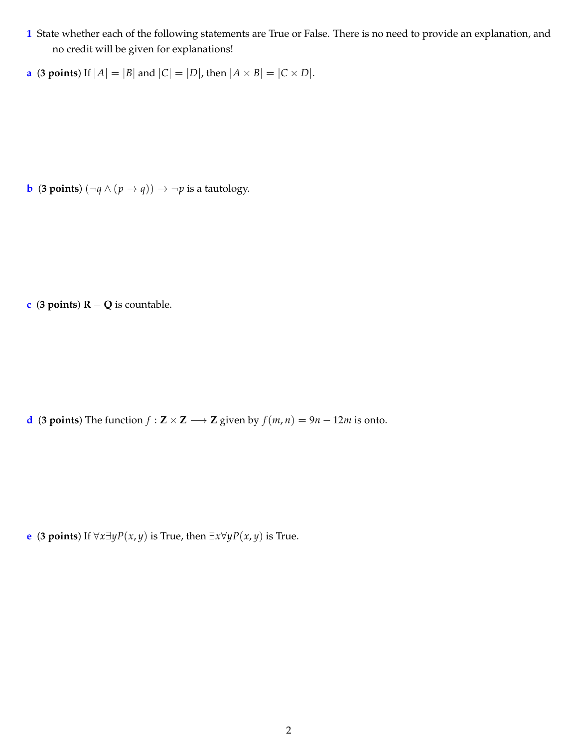**1** State whether each of the following statements are True or False. There is no need to provide an explanation, and no credit will be given for explanations!

**a** (**3 points**) If $|A| = |B|$ and $|C| = |D|$, then $|A \times B| = |C \times D|$.

**b** (**3 points**) $(\neg q \wedge (p \to q)) \to \neg p$ is a tautology.

**c** (**3 points**) $\mathbf{R} - \mathbf{Q}$ is countable.

**d** (**3 points**) The function $f : \mathbf{Z} \times \mathbf{Z} \longrightarrow \mathbf{Z}$ given by $f(m, n) = 9n - 12m$ is onto.

**e** (**3 points**) If $\forall x \exists y P(x, y)$ is True, then $\exists x \forall y P(x, y)$ is True.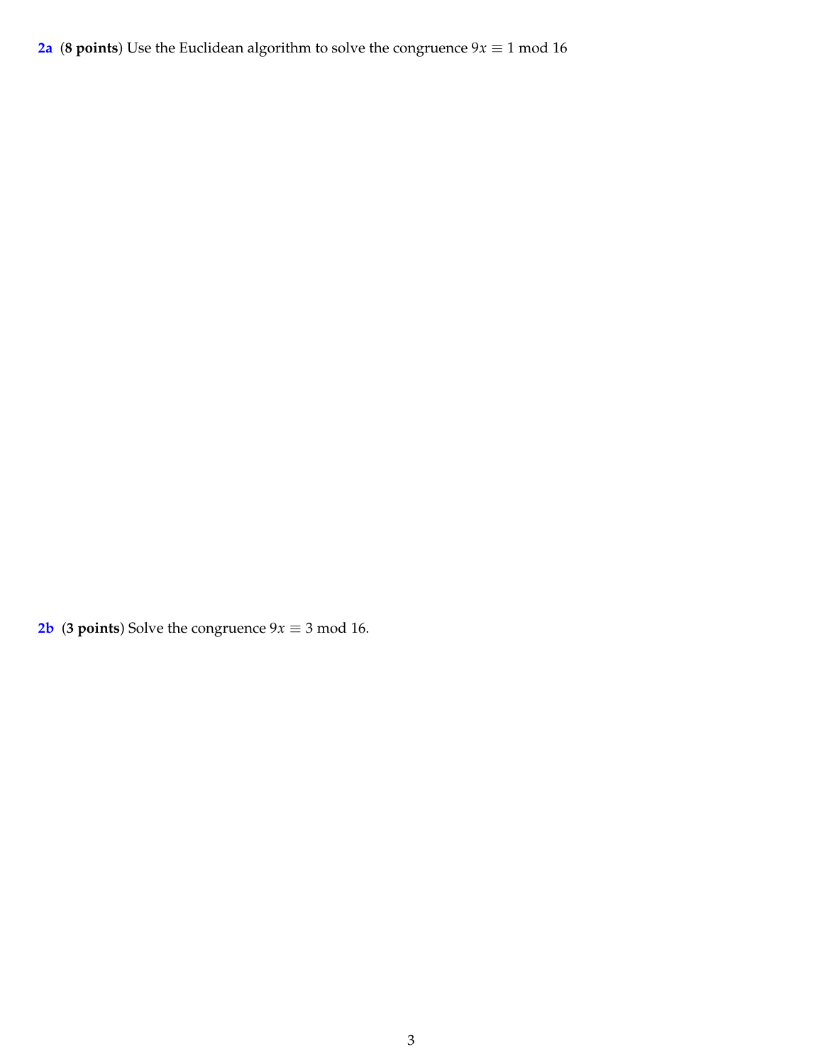**2a** (**8 points**) Use the Euclidean algorithm to solve the congruence $9x \equiv 1 \bmod 16$

**2b** (**3 points**) Solve the congruence $9x \equiv 3 \bmod 16$.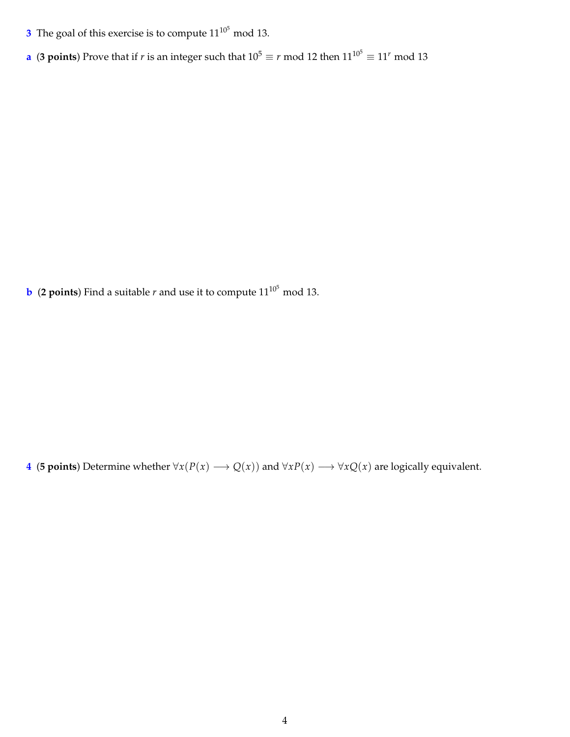**3** The goal of this exercise is to compute $11^{10^5} \bmod 13$.

**a** (**3 points**) Prove that if $r$ is an integer such that $10^5 \equiv r \bmod 12$ then $11^{10^5} \equiv 11^r \bmod 13$

**b** (**2 points**) Find a suitable $r$ and use it to compute $11^{10^5} \bmod 13$.

**4** (**5 points**) Determine whether $\forall x(P(x) \longrightarrow Q(x))$ and $\forall x P(x) \longrightarrow \forall x Q(x)$ are logically equivalent.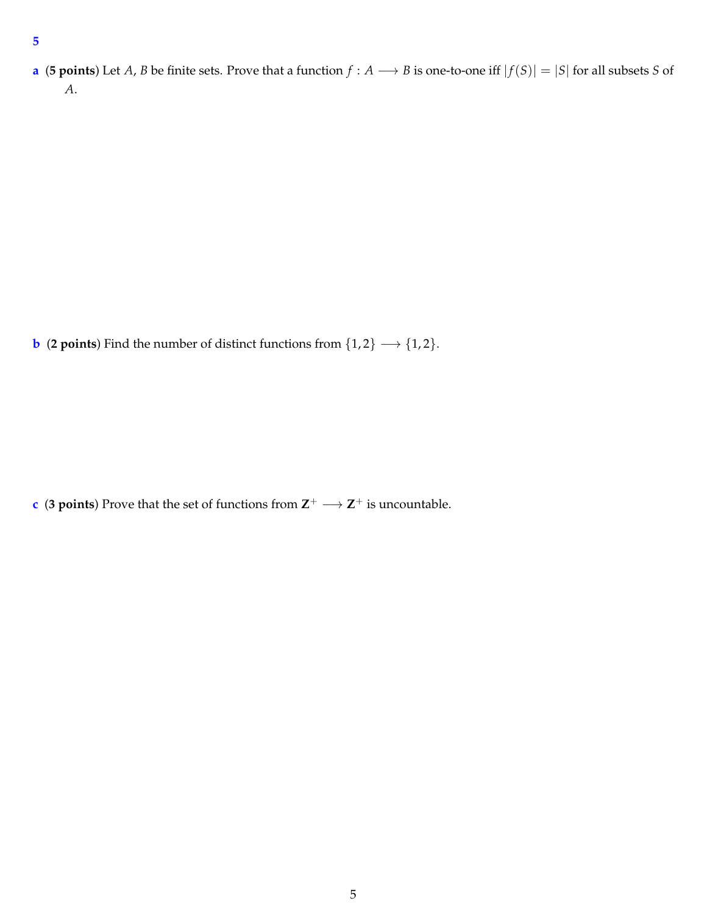## 5

**a** (**5 points**) Let $A$, $B$ be finite sets. Prove that a function $f : A \longrightarrow B$ is one-to-one iff $|f(S)| = |S|$ for all subsets $S$ of $A$.

**b** (**2 points**) Find the number of distinct functions from $\{1, 2\} \longrightarrow \{1, 2\}$.

**c** (**3 points**) Prove that the set of functions from $\mathbf{Z}^+ \longrightarrow \mathbf{Z}^+$ is uncountable.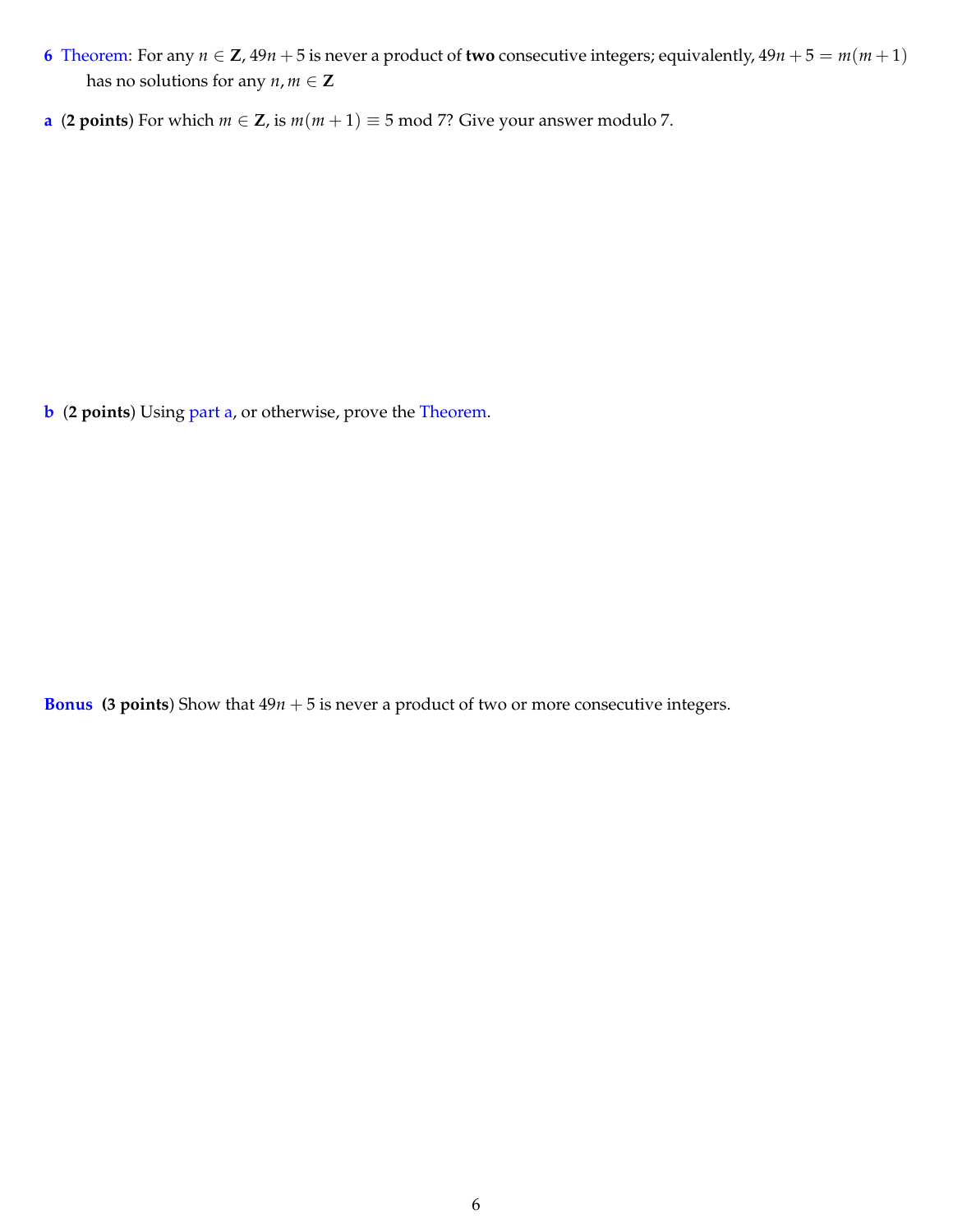**6** Theorem: For any $n \in \mathbf{Z}$, $49n + 5$ is never a product of **two** consecutive integers; equivalently, $49n + 5 = m(m+1)$ has no solutions for any $n, m \in \mathbf{Z}$

**a** (**2 points**) For which $m \in \mathbf{Z}$, is $m(m+1) \equiv 5 \bmod 7$? Give your answer modulo 7.

**b** (**2 points**) Using part a, or otherwise, prove the Theorem.

**Bonus** (**3 points**) Show that $49n + 5$ is never a product of two or more consecutive integers.